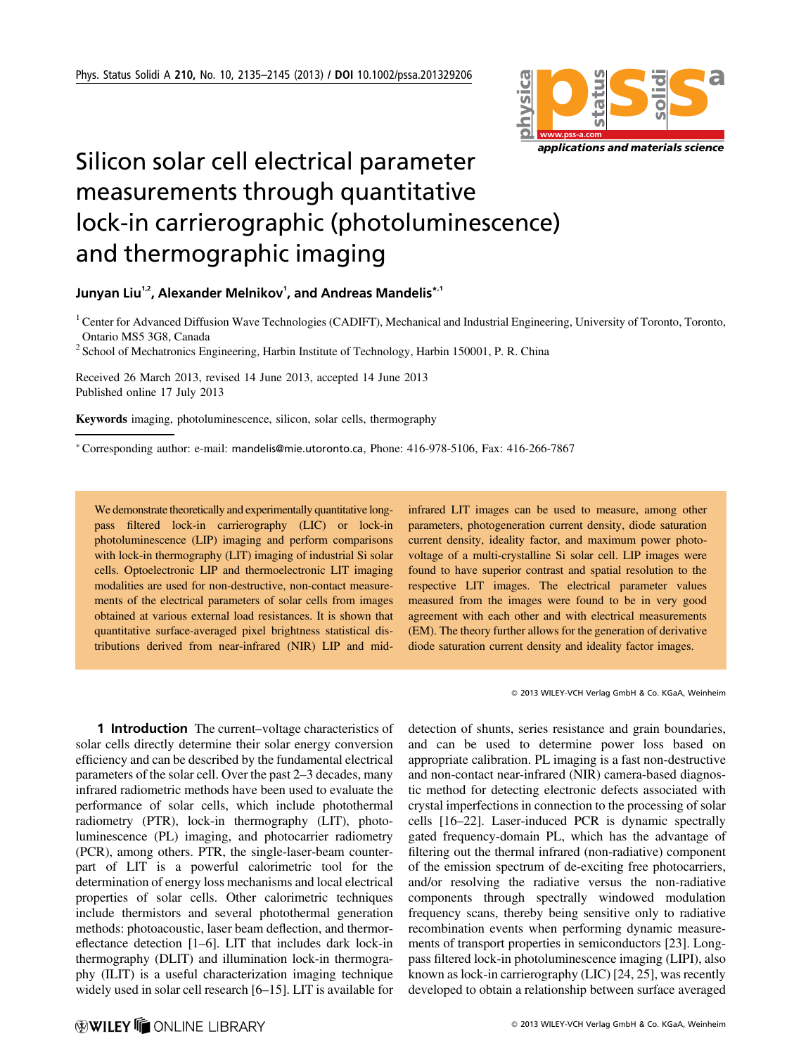# Silicon solar cell electrical parameter measurements through quantitative lock-in carrierographic (photoluminescence) and thermographic imaging

**Junyan Liu[1,2], Alexander Melnikov[1], and Andreas Mandelis[*,1]**

[1] Center for Advanced Diffusion Wave Technologies (CADIFT), Mechanical and Industrial Engineering, University of Toronto, Toronto, Ontario MS5 3G8, Canada

[2] School of Mechatronics Engineering, Harbin Institute of Technology, Harbin 150001, P. R. China

Received 26 March 2013, revised 14 June 2013, accepted 14 June 2013
Published online 17 July 2013

**Keywords** imaging, photoluminescence, silicon, solar cells, thermography

[*] Corresponding author: e-mail: mandelis@mie.utoronto.ca, Phone: 416-978-5106, Fax: 416-266-7867

We demonstrate theoretically and experimentally quantitative long-pass filtered lock-in carrierography (LIC) or lock-in photoluminescence (LIP) imaging and perform comparisons with lock-in thermography (LIT) imaging of industrial Si solar cells. Optoelectronic LIP and thermoelectronic LIT imaging modalities are used for non-destructive, non-contact measurements of the electrical parameters of solar cells from images obtained at various external load resistances. It is shown that quantitative surface-averaged pixel brightness statistical distributions derived from near-infrared (NIR) LIP and mid-infrared LIT images can be used to measure, among other parameters, photogeneration current density, diode saturation current density, ideality factor, and maximum power photovoltage of a multi-crystalline Si solar cell. LIP images were found to have superior contrast and spatial resolution to the respective LIT images. The electrical parameter values measured from the images were found to be in very good agreement with each other and with electrical measurements (EM). The theory further allows for the generation of derivative diode saturation current density and ideality factor images.

© 2013 WILEY-VCH Verlag GmbH & Co. KGaA, Weinheim

## 1 Introduction

The current–voltage characteristics of solar cells directly determine their solar energy conversion efficiency and can be described by the fundamental electrical parameters of the solar cell. Over the past 2–3 decades, many infrared radiometric methods have been used to evaluate the performance of solar cells, which include photothermal radiometry (PTR), lock-in thermography (LIT), photoluminescence (PL) imaging, and photocarrier radiometry (PCR), among others. PTR, the single-laser-beam counterpart of LIT is a powerful calorimetric tool for the determination of energy loss mechanisms and local electrical properties of solar cells. Other calorimetric techniques include thermistors and several photothermal generation methods: photoacoustic, laser beam deflection, and thermoreflectance detection [1–6]. LIT that includes dark lock-in thermography (DLIT) and illumination lock-in thermography (ILIT) is a useful characterization imaging technique widely used in solar cell research [6–15]. LIT is available for detection of shunts, series resistance and grain boundaries, and can be used to determine power loss based on appropriate calibration. PL imaging is a fast non-destructive and non-contact near-infrared (NIR) camera-based diagnostic method for detecting electronic defects associated with crystal imperfections in connection to the processing of solar cells [16–22]. Laser-induced PCR is dynamic spectrally gated frequency-domain PL, which has the advantage of filtering out the thermal infrared (non-radiative) component of the emission spectrum of de-exciting free photocarriers, and/or resolving the radiative versus the non-radiative components through spectrally windowed modulation frequency scans, thereby being sensitive only to radiative recombination events when performing dynamic measurements of transport properties in semiconductors [23]. Long-pass filtered lock-in photoluminescence imaging (LIPI), also known as lock-in carrierography (LIC) [24, 25], was recently developed to obtain a relationship between surface averaged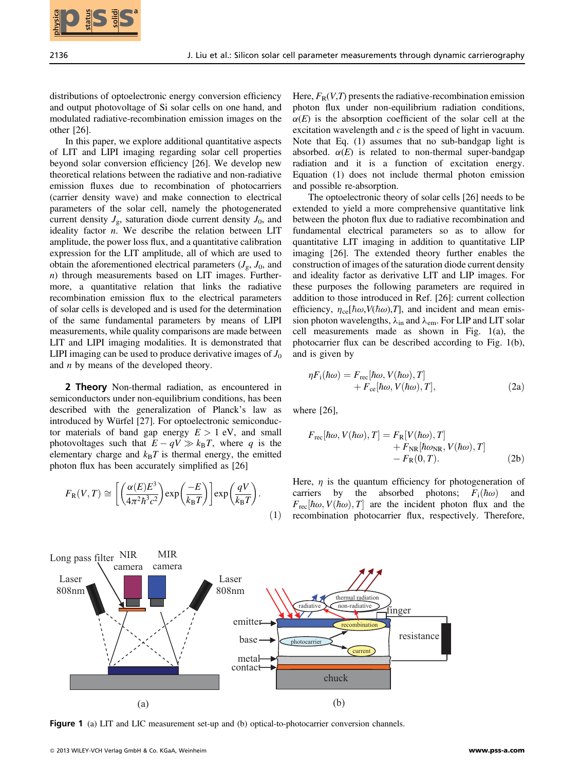distributions of optoelectronic energy conversion efficiency and output photovoltage of Si solar cells on one hand, and modulated radiative-recombination emission images on the other [26].

In this paper, we explore additional quantitative aspects of LIT and LIPI imaging regarding solar cell properties beyond solar conversion efficiency [26]. We develop new theoretical relations between the radiative and non-radiative emission fluxes due to recombination of photocarriers (carrier density wave) and make connection to electrical parameters of the solar cell, namely the photogenerated current density $J_g$, saturation diode current density $J_0$, and ideality factor $n$. We describe the relation between LIT amplitude, the power loss flux, and a quantitative calibration expression for the LIT amplitude, all of which are used to obtain the aforementioned electrical parameters ($J_g$, $J_0$, and $n$) through measurements based on LIT images. Furthermore, a quantitative relation that links the radiative recombination emission flux to the electrical parameters of solar cells is developed and is used for the determination of the same fundamental parameters by means of LIPI measurements, while quality comparisons are made between LIT and LIPI imaging modalities. It is demonstrated that LIPI imaging can be used to produce derivative images of $J_0$ and $n$ by means of the developed theory.

## 2 Theory

Non-thermal radiation, as encountered in semiconductors under non-equilibrium conditions, has been described with the generalization of Planck's law as introduced by Würfel [27]. For optoelectronic semiconductor materials of band gap energy $E > 1$ eV, and small photovoltages such that $E - qV \gg k_B T$, where $q$ is the elementary charge and $k_B T$ is thermal energy, the emitted photon flux has been accurately simplified as [26]

$$F_R(V,T) \cong \left[\left(\frac{\alpha(E)E^3}{4\pi^2\hbar^3c^2}\right)\exp\left(\frac{-E}{k_BT}\right)\right]\exp\left(\frac{qV}{k_BT}\right). \tag{1}$$

Here, $F_R(V,T)$ presents the radiative-recombination emission photon flux under non-equilibrium radiation conditions, $\alpha(E)$ is the absorption coefficient of the solar cell at the excitation wavelength and $c$ is the speed of light in vacuum. Note that Eq. (1) assumes that no sub-bandgap light is absorbed. $\alpha(E)$ is related to non-thermal super-bandgap radiation and it is a function of excitation energy. Equation (1) does not include thermal photon emission and possible re-absorption.

The optoelectronic theory of solar cells [26] needs to be extended to yield a more comprehensive quantitative link between the photon flux due to radiative recombination and fundamental electrical parameters so as to allow for quantitative LIT imaging in addition to quantitative LIP imaging [26]. The extended theory further enables the construction of images of the saturation diode current density and ideality factor as derivative LIT and LIP images. For these purposes the following parameters are required in addition to those introduced in Ref. [26]: current collection efficiency, $\eta_{ce}[\hbar\omega, V(\hbar\omega), T]$, and incident and mean emission photon wavelengths, $\lambda_{in}$ and $\lambda_{em}$. For LIP and LIT solar cell measurements made as shown in Fig. 1(a), the photocarrier flux can be described according to Fig. 1(b), and is given by

$$\eta F_i(\hbar\omega) = F_{rec}[\hbar\omega, V(\hbar\omega), T] + F_{ce}[\hbar\omega, V(\hbar\omega), T], \tag{2a}$$

where [26],

$$F_{rec}[\hbar\omega, V(\hbar\omega), T] = F_R[V(\hbar\omega), T] + F_{NR}[\hbar\omega_{NR}, V(\hbar\omega), T] - F_R(0, T). \tag{2b}$$

Here, $\eta$ is the quantum efficiency for photogeneration of carriers by the absorbed photons; $F_i(\hbar\omega)$ and $F_{rec}[\hbar\omega, V(\hbar\omega), T]$ are the incident photon flux and the recombination photocarrier flux, respectively. Therefore,

**Figure 1** (a) LIT and LIC measurement set-up and (b) optical-to-photocarrier conversion channels.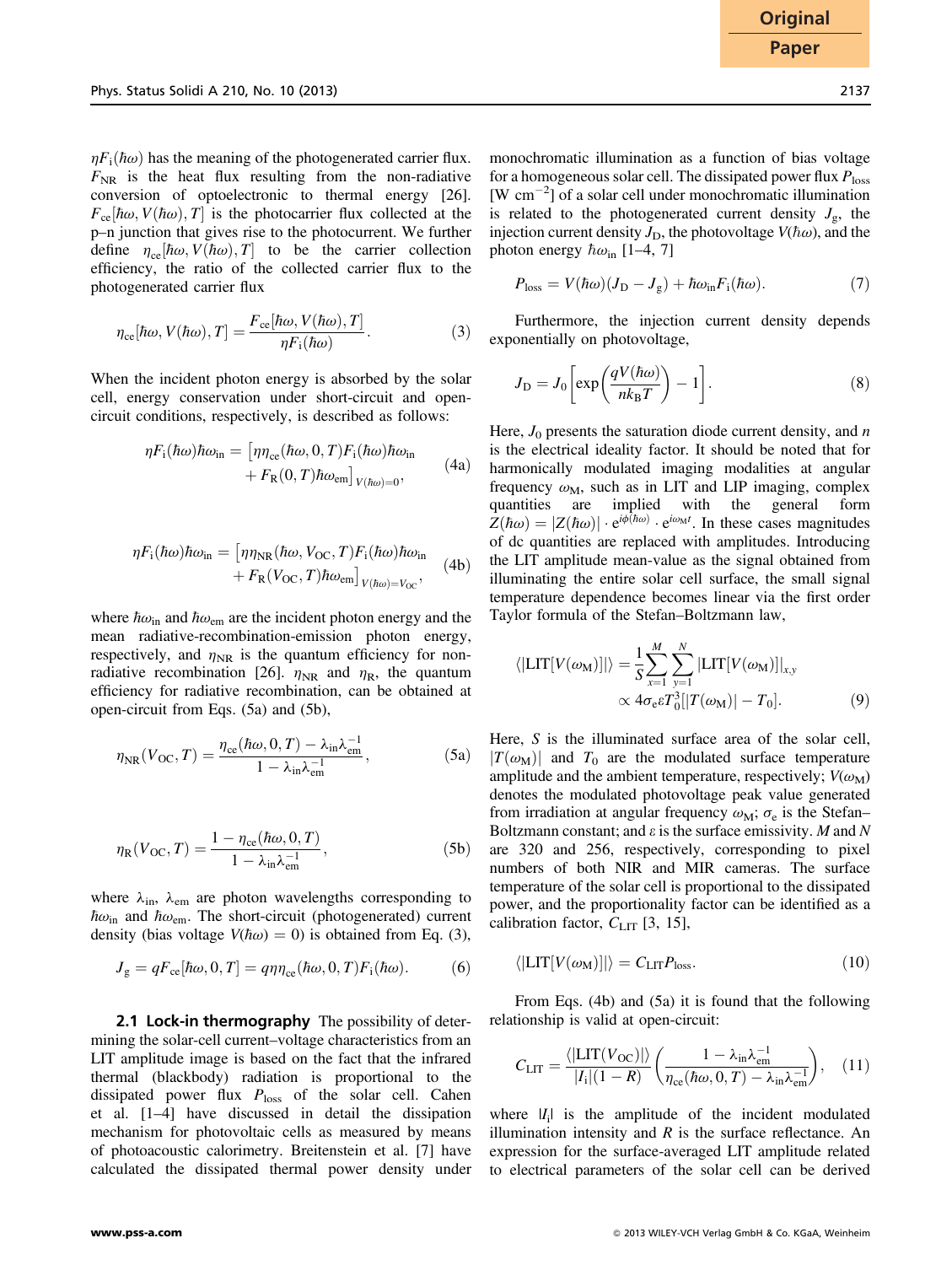$\eta F_{\mathrm{i}}(\hbar\omega)$ has the meaning of the photogenerated carrier flux. $F_{\mathrm{NR}}$ is the heat flux resulting from the non-radiative conversion of optoelectronic to thermal energy [26]. $F_{\mathrm{ce}}[\hbar\omega, V(\hbar\omega), T]$ is the photocarrier flux collected at the p–n junction that gives rise to the photocurrent. We further define $\eta_{\mathrm{ce}}[\hbar\omega, V(\hbar\omega), T]$ to be the carrier collection efficiency, the ratio of the collected carrier flux to the photogenerated carrier flux

$$\eta_{\mathrm{ce}}[\hbar\omega, V(\hbar\omega), T] = \frac{F_{\mathrm{ce}}[\hbar\omega, V(\hbar\omega), T]}{\eta F_{\mathrm{i}}(\hbar\omega)}. \tag{3}$$

When the incident photon energy is absorbed by the solar cell, energy conservation under short-circuit and open-circuit conditions, respectively, is described as follows:

$$\eta F_{\mathrm{i}}(\hbar\omega)\hbar\omega_{\mathrm{in}} = \left[\eta\eta_{\mathrm{ce}}(\hbar\omega, 0, T)F_{\mathrm{i}}(\hbar\omega)\hbar\omega_{\mathrm{in}} + F_{\mathrm{R}}(0, T)\hbar\omega_{\mathrm{em}}\right]_{V(\hbar\omega)=0}, \tag{4a}$$

$$\eta F_{\mathrm{i}}(\hbar\omega)\hbar\omega_{\mathrm{in}} = \left[\eta\eta_{\mathrm{NR}}(\hbar\omega, V_{\mathrm{OC}}, T)F_{\mathrm{i}}(\hbar\omega)\hbar\omega_{\mathrm{in}} + F_{\mathrm{R}}(V_{\mathrm{OC}}, T)\hbar\omega_{\mathrm{em}}\right]_{V(\hbar\omega)=V_{\mathrm{OC}}}, \tag{4b}$$

where $\hbar\omega_{\mathrm{in}}$ and $\hbar\omega_{\mathrm{em}}$ are the incident photon energy and the mean radiative-recombination-emission photon energy, respectively, and $\eta_{\mathrm{NR}}$ is the quantum efficiency for non-radiative recombination [26]. $\eta_{\mathrm{NR}}$ and $\eta_{\mathrm{R}}$, the quantum efficiency for radiative recombination, can be obtained at open-circuit from Eqs. (5a) and (5b),

$$\eta_{\mathrm{NR}}(V_{\mathrm{OC}}, T) = \frac{\eta_{\mathrm{ce}}(\hbar\omega, 0, T) - \lambda_{\mathrm{in}}\lambda_{\mathrm{em}}^{-1}}{1 - \lambda_{\mathrm{in}}\lambda_{\mathrm{em}}^{-1}}, \tag{5a}$$

$$\eta_{\mathrm{R}}(V_{\mathrm{OC}}, T) = \frac{1 - \eta_{\mathrm{ce}}(\hbar\omega, 0, T)}{1 - \lambda_{\mathrm{in}}\lambda_{\mathrm{em}}^{-1}}, \tag{5b}$$

where $\lambda_{\mathrm{in}}$, $\lambda_{\mathrm{em}}$ are photon wavelengths corresponding to $\hbar\omega_{\mathrm{in}}$ and $\hbar\omega_{\mathrm{em}}$. The short-circuit (photogenerated) current density (bias voltage $V(\hbar\omega) = 0$) is obtained from Eq. (3),

$$J_{\mathrm{g}} = qF_{\mathrm{ce}}[\hbar\omega, 0, T] = q\eta\eta_{\mathrm{ce}}(\hbar\omega, 0, T)F_{\mathrm{i}}(\hbar\omega). \tag{6}$$

### 2.1 Lock-in thermography

The possibility of determining the solar-cell current–voltage characteristics from an LIT amplitude image is based on the fact that the infrared thermal (blackbody) radiation is proportional to the dissipated power flux $P_{\mathrm{loss}}$ of the solar cell. Cahen et al. [1–4] have discussed in detail the dissipation mechanism for photovoltaic cells as measured by means of photoacoustic calorimetry. Breitenstein et al. [7] have calculated the dissipated thermal power density under monochromatic illumination as a function of bias voltage for a homogeneous solar cell. The dissipated power flux $P_{\mathrm{loss}}$ [W cm$^{-2}$] of a solar cell under monochromatic illumination is related to the photogenerated current density $J_{\mathrm{g}}$, the injection current density $J_{\mathrm{D}}$, the photovoltage $V(\hbar\omega)$, and the photon energy $\hbar\omega_{\mathrm{in}}$ [1–4, 7]

$$P_{\mathrm{loss}} = V(\hbar\omega)(J_{\mathrm{D}} - J_{\mathrm{g}}) + \hbar\omega_{\mathrm{in}}F_{\mathrm{i}}(\hbar\omega). \tag{7}$$

Furthermore, the injection current density depends exponentially on photovoltage,

$$J_{\mathrm{D}} = J_0\left[\exp\left(\frac{qV(\hbar\omega)}{nk_{\mathrm{B}}T}\right) - 1\right]. \tag{8}$$

Here, $J_0$ presents the saturation diode current density, and $n$ is the electrical ideality factor. It should be noted that for harmonically modulated imaging modalities at angular frequency $\omega_{\mathrm{M}}$, such as in LIT and LIP imaging, complex quantities are implied with the general form $Z(\hbar\omega) = |Z(\hbar\omega)| \cdot \mathrm{e}^{i\phi(\hbar\omega)} \cdot \mathrm{e}^{i\omega_{\mathrm{M}}t}$. In these cases magnitudes of dc quantities are replaced with amplitudes. Introducing the LIT amplitude mean-value as the signal obtained from illuminating the entire solar cell surface, the small signal temperature dependence becomes linear via the first order Taylor formula of the Stefan–Boltzmann law,

$$\langle|\mathrm{LIT}[V(\omega_{\mathrm{M}})]|\rangle = \frac{1}{S}\sum_{x=1}^{M}\sum_{y=1}^{N}|\mathrm{LIT}[V(\omega_{\mathrm{M}})]|_{x,y} \propto 4\sigma_{\mathrm{e}}\varepsilon T_0^3[|T(\omega_{\mathrm{M}})| - T_0]. \tag{9}$$

Here, $S$ is the illuminated surface area of the solar cell, $|T(\omega_{\mathrm{M}})|$ and $T_0$ are the modulated surface temperature amplitude and the ambient temperature, respectively; $V(\omega_{\mathrm{M}})$ denotes the modulated photovoltage peak value generated from irradiation at angular frequency $\omega_{\mathrm{M}}$; $\sigma_{\mathrm{e}}$ is the Stefan–Boltzmann constant; and $\varepsilon$ is the surface emissivity. $M$ and $N$ are 320 and 256, respectively, corresponding to pixel numbers of both NIR and MIR cameras. The surface temperature of the solar cell is proportional to the dissipated power, and the proportionality factor can be identified as a calibration factor, $C_{\mathrm{LIT}}$ [3, 15],

$$\langle|\mathrm{LIT}[V(\omega_{\mathrm{M}})]|\rangle = C_{\mathrm{LIT}}P_{\mathrm{loss}}. \tag{10}$$

From Eqs. (4b) and (5a) it is found that the following relationship is valid at open-circuit:

$$C_{\mathrm{LIT}} = \frac{\langle|\mathrm{LIT}(V_{\mathrm{OC}})|\rangle}{|I_{\mathrm{i}}|(1 - R)}\left(\frac{1 - \lambda_{\mathrm{in}}\lambda_{\mathrm{em}}^{-1}}{\eta_{\mathrm{ce}}(\hbar\omega, 0, T) - \lambda_{\mathrm{in}}\lambda_{\mathrm{em}}^{-1}}\right), \tag{11}$$

where $|I_{\mathrm{i}}|$ is the amplitude of the incident modulated illumination intensity and $R$ is the surface reflectance. An expression for the surface-averaged LIT amplitude related to electrical parameters of the solar cell can be derived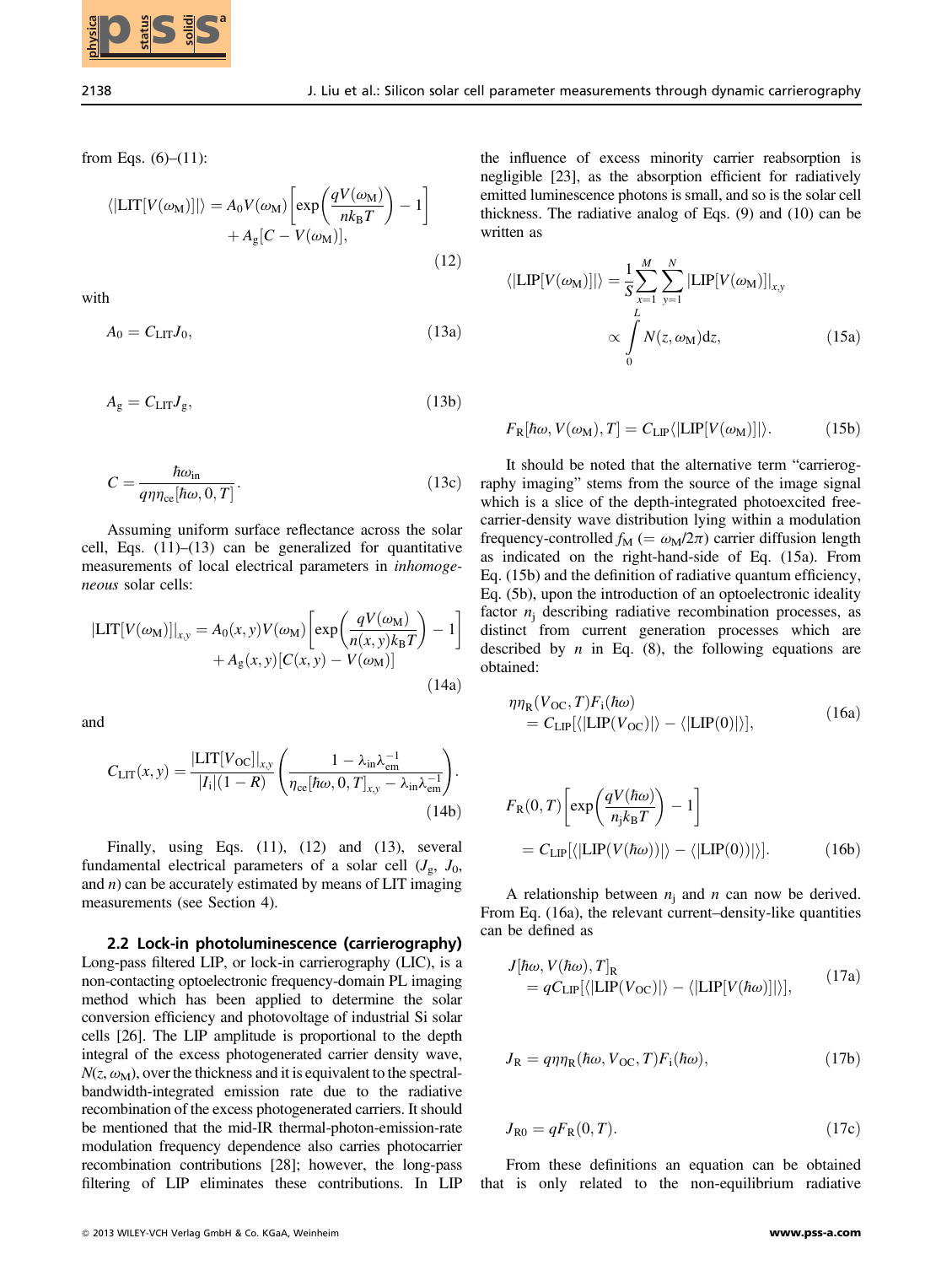from Eqs. (6)–(11):

$$\langle|\mathrm{LIT}[V(\omega_\mathrm{M})]|\rangle = A_0 V(\omega_\mathrm{M})\left[\exp\left(\frac{qV(\omega_\mathrm{M})}{nk_\mathrm{B}T}\right)-1\right] + A_\mathrm{g}[C - V(\omega_\mathrm{M})], \tag{12}$$

with

$$A_0 = C_\mathrm{LIT} J_0, \tag{13a}$$

$$A_\mathrm{g} = C_\mathrm{LIT} J_\mathrm{g}, \tag{13b}$$

$$C = \frac{\hbar\omega_\mathrm{in}}{q\eta\eta_\mathrm{ce}[\hbar\omega, 0, T]}. \tag{13c}$$

Assuming uniform surface reflectance across the solar cell, Eqs. (11)–(13) can be generalized for quantitative measurements of local electrical parameters in *inhomogeneous* solar cells:

$$|\mathrm{LIT}[V(\omega_\mathrm{M})]|_{x,y} = A_0(x,y)V(\omega_\mathrm{M})\left[\exp\left(\frac{qV(\omega_\mathrm{M})}{n(x,y)k_\mathrm{B}T}\right)-1\right] + A_\mathrm{g}(x,y)[C(x,y) - V(\omega_\mathrm{M})] \tag{14a}$$

and

$$C_\mathrm{LIT}(x,y) = \frac{|\mathrm{LIT}[V_\mathrm{OC}]|_{x,y}}{|I_\mathrm{i}|(1-R)}\left(\frac{1-\lambda_\mathrm{in}\lambda_\mathrm{em}^{-1}}{\eta_\mathrm{ce}[\hbar\omega,0,T]_{x,y} - \lambda_\mathrm{in}\lambda_\mathrm{em}^{-1}}\right). \tag{14b}$$

Finally, using Eqs. (11), (12) and (13), several fundamental electrical parameters of a solar cell ($J_\mathrm{g}$, $J_0$, and $n$) can be accurately estimated by means of LIT imaging measurements (see Section 4).

### 2.2 Lock-in photoluminescence (carrierography)

Long-pass filtered LIP, or lock-in carrierography (LIC), is a non-contacting optoelectronic frequency-domain PL imaging method which has been applied to determine the solar conversion efficiency and photovoltage of industrial Si solar cells [26]. The LIP amplitude is proportional to the depth integral of the excess photogenerated carrier density wave, $N(z, \omega_\mathrm{M})$, over the thickness and it is equivalent to the spectral-bandwidth-integrated emission rate due to the radiative recombination of the excess photogenerated carriers. It should be mentioned that the mid-IR thermal-photon-emission-rate modulation frequency dependence also carries photocarrier recombination contributions [28]; however, the long-pass filtering of LIP eliminates these contributions. In LIP the influence of excess minority carrier reabsorption is negligible [23], as the absorption efficient for radiatively emitted luminescence photons is small, and so is the solar cell thickness. The radiative analog of Eqs. (9) and (10) can be written as

$$\langle|\mathrm{LIP}[V(\omega_\mathrm{M})]|\rangle = \frac{1}{S}\sum_{x=1}^{M}\sum_{y=1}^{N}|\mathrm{LIP}[V(\omega_\mathrm{M})]|_{x,y} \propto \int_0^L N(z,\omega_\mathrm{M})\mathrm{d}z, \tag{15a}$$

$$F_\mathrm{R}[\hbar\omega, V(\omega_\mathrm{M}), T] = C_\mathrm{LIP}\langle|\mathrm{LIP}[V(\omega_\mathrm{M})]|\rangle. \tag{15b}$$

It should be noted that the alternative term "carrierography imaging" stems from the source of the image signal which is a slice of the depth-integrated photoexcited free-carrier-density wave distribution lying within a modulation frequency-controlled $f_\mathrm{M}$ ($=\omega_\mathrm{M}/2\pi$) carrier diffusion length as indicated on the right-hand-side of Eq. (15a). From Eq. (15b) and the definition of radiative quantum efficiency, Eq. (5b), upon the introduction of an optoelectronic ideality factor $n_\mathrm{j}$ describing radiative recombination processes, as distinct from current generation processes which are described by $n$ in Eq. (8), the following equations are obtained:

$$\eta\eta_\mathrm{R}(V_\mathrm{OC}, T)F_\mathrm{i}(\hbar\omega) = C_\mathrm{LIP}[\langle|\mathrm{LIP}(V_\mathrm{OC})|\rangle - \langle|\mathrm{LIP}(0)|\rangle], \tag{16a}$$

$$F_\mathrm{R}(0,T)\left[\exp\left(\frac{qV(\hbar\omega)}{n_\mathrm{j}k_\mathrm{B}T}\right)-1\right] = C_\mathrm{LIP}[\langle|\mathrm{LIP}(V(\hbar\omega))|\rangle - \langle|\mathrm{LIP}(0))|\rangle]. \tag{16b}$$

A relationship between $n_\mathrm{j}$ and $n$ can now be derived. From Eq. (16a), the relevant current–density-like quantities can be defined as

$$J[\hbar\omega, V(\hbar\omega), T]_\mathrm{R} = qC_\mathrm{LIP}[\langle|\mathrm{LIP}(V_\mathrm{OC})|\rangle - \langle|\mathrm{LIP}[V(\hbar\omega)]|\rangle], \tag{17a}$$

$$J_\mathrm{R} = q\eta\eta_\mathrm{R}(\hbar\omega, V_\mathrm{OC}, T)F_\mathrm{i}(\hbar\omega), \tag{17b}$$

$$J_\mathrm{R0} = qF_\mathrm{R}(0,T). \tag{17c}$$

From these definitions an equation can be obtained that is only related to the non-equilibrium radiative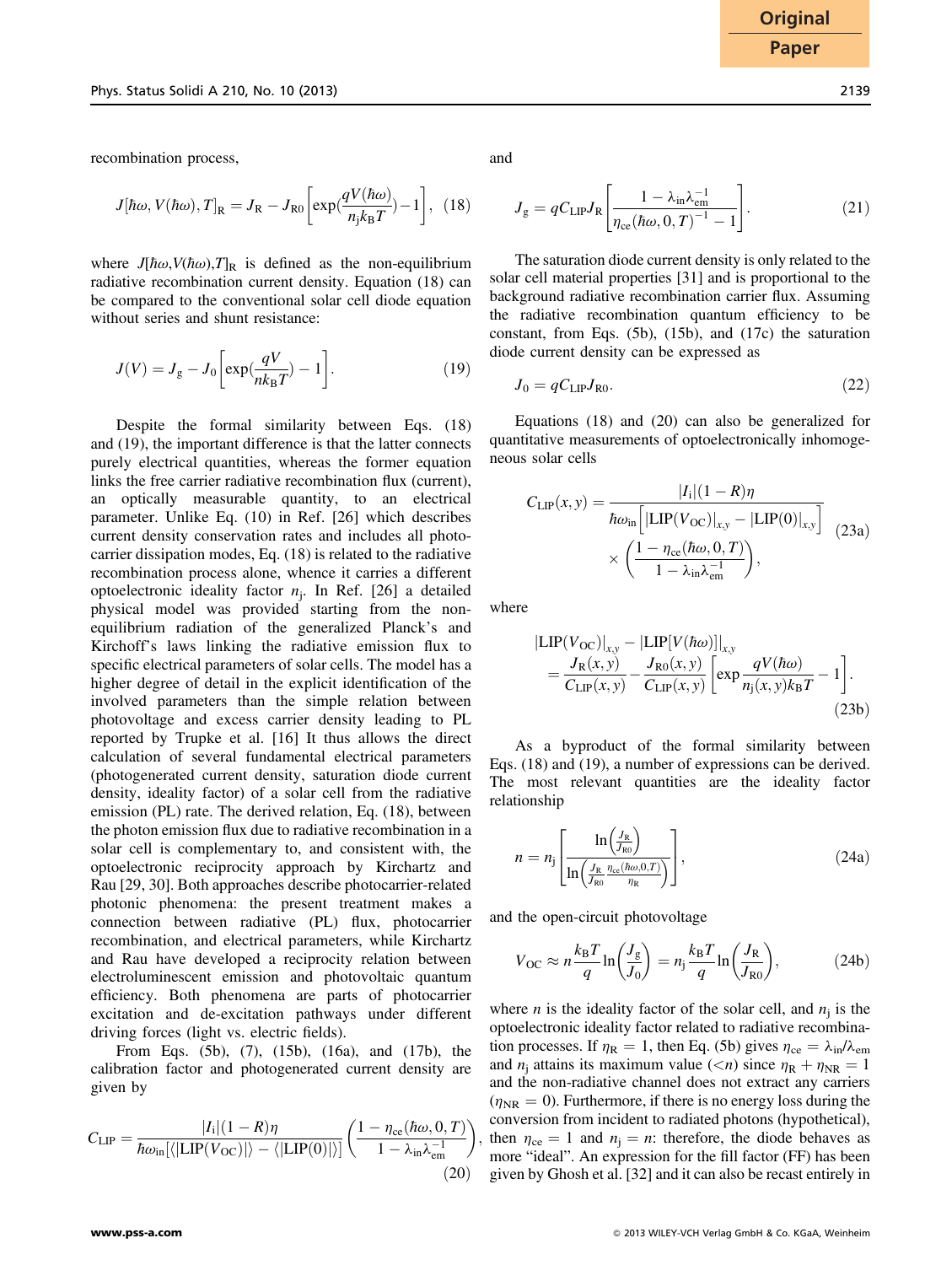recombination process,

$$J[\hbar\omega, V(\hbar\omega), T]_{\mathrm{R}} = J_{\mathrm{R}} - J_{\mathrm{R0}}\left[\exp\left(\frac{qV(\hbar\omega)}{n_{\mathrm{j}}k_{\mathrm{B}}T}\right) - 1\right], \quad (18)$$

where $J[\hbar\omega,V(\hbar\omega),T]_{\mathrm{R}}$ is defined as the non-equilibrium radiative recombination current density. Equation (18) can be compared to the conventional solar cell diode equation without series and shunt resistance:

$$J(V) = J_{\mathrm{g}} - J_0\left[\exp\left(\frac{qV}{nk_{\mathrm{B}}T}\right) - 1\right]. \quad (19)$$

Despite the formal similarity between Eqs. (18) and (19), the important difference is that the latter connects purely electrical quantities, whereas the former equation links the free carrier radiative recombination flux (current), an optically measurable quantity, to an electrical parameter. Unlike Eq. (10) in Ref. [26] which describes current density conservation rates and includes all photocarrier dissipation modes, Eq. (18) is related to the radiative recombination process alone, whence it carries a different optoelectronic ideality factor $n_{\mathrm{j}}$. In Ref. [26] a detailed physical model was provided starting from the non-equilibrium radiation of the generalized Planck's and Kirchoff's laws linking the radiative emission flux to specific electrical parameters of solar cells. The model has a higher degree of detail in the explicit identification of the involved parameters than the simple relation between photovoltage and excess carrier density leading to PL reported by Trupke et al. [16] It thus allows the direct calculation of several fundamental electrical parameters (photogenerated current density, saturation diode current density, ideality factor) of a solar cell from the radiative emission (PL) rate. The derived relation, Eq. (18), between the photon emission flux due to radiative recombination in a solar cell is complementary to, and consistent with, the optoelectronic reciprocity approach by Kirchartz and Rau [29, 30]. Both approaches describe photocarrier-related photonic phenomena: the present treatment makes a connection between radiative (PL) flux, photocarrier recombination, and electrical parameters, while Kirchartz and Rau have developed a reciprocity relation between electroluminescent emission and photovoltaic quantum efficiency. Both phenomena are parts of photocarrier excitation and de-excitation pathways under different driving forces (light vs. electric fields).

From Eqs. (5b), (7), (15b), (16a), and (17b), the calibration factor and photogenerated current density are given by

$$C_{\mathrm{LIP}} = \frac{|I_{\mathrm{i}}|(1-R)\eta}{\hbar\omega_{\mathrm{in}}[\langle|\mathrm{LIP}(V_{\mathrm{OC}})|\rangle - \langle|\mathrm{LIP}(0)|\rangle]}\left(\frac{1-\eta_{\mathrm{ce}}(\hbar\omega,0,T)}{1-\lambda_{\mathrm{in}}\lambda_{\mathrm{em}}^{-1}}\right), \quad (20)$$

and

$$J_{\mathrm{g}} = qC_{\mathrm{LIP}}J_{\mathrm{R}}\left[\frac{1-\lambda_{\mathrm{in}}\lambda_{\mathrm{em}}^{-1}}{\eta_{\mathrm{ce}}(\hbar\omega,0,T)^{-1} - 1}\right]. \quad (21)$$

The saturation diode current density is only related to the solar cell material properties [31] and is proportional to the background radiative recombination carrier flux. Assuming the radiative recombination quantum efficiency to be constant, from Eqs. (5b), (15b), and (17c) the saturation diode current density can be expressed as

$$J_0 = qC_{\mathrm{LIP}}J_{\mathrm{R0}}. \quad (22)$$

Equations (18) and (20) can also be generalized for quantitative measurements of optoelectronically inhomogeneous solar cells

$$C_{\mathrm{LIP}}(x,y) = \frac{|I_{\mathrm{i}}|(1-R)\eta}{\hbar\omega_{\mathrm{in}}\left[|\mathrm{LIP}(V_{\mathrm{OC}})|_{x,y} - |\mathrm{LIP}(0)|_{x,y}\right]} \times \left(\frac{1-\eta_{\mathrm{ce}}(\hbar\omega,0,T)}{1-\lambda_{\mathrm{in}}\lambda_{\mathrm{em}}^{-1}}\right), \quad (23a)$$

where

$$|\mathrm{LIP}(V_{\mathrm{OC}})|_{x,y} - |\mathrm{LIP}[V(\hbar\omega)]|_{x,y} = \frac{J_{\mathrm{R}}(x,y)}{C_{\mathrm{LIP}}(x,y)} - \frac{J_{\mathrm{R0}}(x,y)}{C_{\mathrm{LIP}}(x,y)}\left[\exp\frac{qV(\hbar\omega)}{n_{\mathrm{j}}(x,y)k_{\mathrm{B}}T} - 1\right]. \quad (23b)$$

As a byproduct of the formal similarity between Eqs. (18) and (19), a number of expressions can be derived. The most relevant quantities are the ideality factor relationship

$$n = n_{\mathrm{j}}\left[\frac{\ln\left(\frac{J_{\mathrm{R}}}{J_{\mathrm{R0}}}\right)}{\ln\left(\frac{J_{\mathrm{R}}}{J_{\mathrm{R0}}}\frac{\eta_{\mathrm{ce}}(\hbar\omega,0,T)}{\eta_{\mathrm{R}}}\right)}\right], \quad (24a)$$

and the open-circuit photovoltage

$$V_{\mathrm{OC}} \approx n\frac{k_{\mathrm{B}}T}{q}\ln\left(\frac{J_{\mathrm{g}}}{J_0}\right) = n_{\mathrm{j}}\frac{k_{\mathrm{B}}T}{q}\ln\left(\frac{J_{\mathrm{R}}}{J_{\mathrm{R0}}}\right), \quad (24b)$$

where $n$ is the ideality factor of the solar cell, and $n_{\mathrm{j}}$ is the optoelectronic ideality factor related to radiative recombination processes. If $\eta_{\mathrm{R}} = 1$, then Eq. (5b) gives $\eta_{\mathrm{ce}} = \lambda_{\mathrm{in}}/\lambda_{\mathrm{em}}$ and $n_{\mathrm{j}}$ attains its maximum value ($<n$) since $\eta_{\mathrm{R}} + \eta_{\mathrm{NR}} = 1$ and the non-radiative channel does not extract any carriers ($\eta_{\mathrm{NR}} = 0$). Furthermore, if there is no energy loss during the conversion from incident to radiated photons (hypothetical), then $\eta_{\mathrm{ce}} = 1$ and $n_{\mathrm{j}} = n$: therefore, the diode behaves as more "ideal". An expression for the fill factor (FF) has been given by Ghosh et al. [32] and it can also be recast entirely in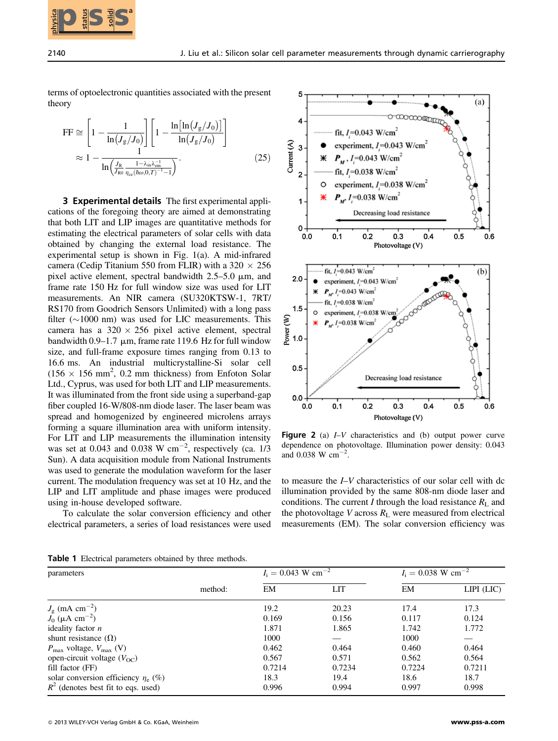terms of optoelectronic quantities associated with the present theory

$$\mathrm{FF} \cong \left[1 - \frac{1}{\ln(J_g/J_0)}\right]\left[1 - \frac{\ln[\ln(J_g/J_0)]}{\ln(J_g/J_0)}\right] \approx 1 - \frac{1}{\ln\left(\frac{J_R}{J_{R0}}\frac{1-\lambda_{in}\lambda_{em}^{-1}}{\eta_{ce}(\hbar\omega,0,T)^{-1}-1}\right)}. \tag{25}$$

**3 Experimental details** The first experimental applications of the foregoing theory are aimed at demonstrating that both LIT and LIP images are quantitative methods for estimating the electrical parameters of solar cells with data obtained by changing the external load resistance. The experimental setup is shown in Fig. 1(a). A mid-infrared camera (Cedip Titanium 550 from FLIR) with a 320 × 256 pixel active element, spectral bandwidth 2.5–5.0 μm, and frame rate 150 Hz for full window size was used for LIT measurements. An NIR camera (SU320KTSW-1, 7RT/RS170 from Goodrich Sensors Unlimited) with a long pass filter (~1000 nm) was used for LIC measurements. This camera has a 320 × 256 pixel active element, spectral bandwidth 0.9–1.7 μm, frame rate 119.6 Hz for full window size, and full-frame exposure times ranging from 0.13 to 16.6 ms. An industrial multicrystalline-Si solar cell (156 × 156 mm$^2$, 0.2 mm thickness) from Enfoton Solar Ltd., Cyprus, was used for both LIT and LIP measurements. It was illuminated from the front side using a superband-gap fiber coupled 16-W/808-nm diode laser. The laser beam was spread and homogenized by engineered microlens arrays forming a square illumination area with uniform intensity. For LIT and LIP measurements the illumination intensity was set at 0.043 and 0.038 W cm$^{-2}$, respectively (ca. 1/3 Sun). A data acquisition module from National Instruments was used to generate the modulation waveform for the laser current. The modulation frequency was set at 10 Hz, and the LIP and LIT amplitude and phase images were produced using in-house developed software.

To calculate the solar conversion efficiency and other electrical parameters, a series of load resistances were used to measure the *I–V* characteristics of our solar cell with dc illumination provided by the same 808-nm diode laser and conditions. The current $I$ through the load resistance $R_L$ and the photovoltage $V$ across $R_L$ were measured from electrical measurements (EM). The solar conversion efficiency was

**Figure 2** (a) *I–V* characteristics and (b) output power curve dependence on photovoltage. Illumination power density: 0.043 and 0.038 W cm$^{-2}$.

**Table 1** Electrical parameters obtained by three methods.

| parameters | | $I_i$ = 0.043 W cm$^{-2}$ | | $I_i$ = 0.038 W cm$^{-2}$ | |
|---|---|---|---|---|---|
| | method: | EM | LIT | EM | LIPI (LIC) |
| $J_g$ (mA cm$^{-2}$) | | 19.2 | 20.23 | 17.4 | 17.3 |
| $J_0$ (μA cm$^{-2}$) | | 0.169 | 0.156 | 0.117 | 0.124 |
| ideality factor $n$ | | 1.871 | 1.865 | 1.742 | 1.772 |
| shunt resistance (Ω) | | 1000 | — | 1000 | — |
| $P_{max}$ voltage, $V_{max}$ (V) | | 0.462 | 0.464 | 0.460 | 0.464 |
| open-circuit voltage ($V_{OC}$) | | 0.567 | 0.571 | 0.562 | 0.564 |
| fill factor (FF) | | 0.7214 | 0.7234 | 0.7224 | 0.7211 |
| solar conversion efficiency $\eta_e$ (%) | | 18.3 | 19.4 | 18.6 | 18.7 |
| $R^2$ (denotes best fit to eqs. used) | | 0.996 | 0.994 | 0.997 | 0.998 |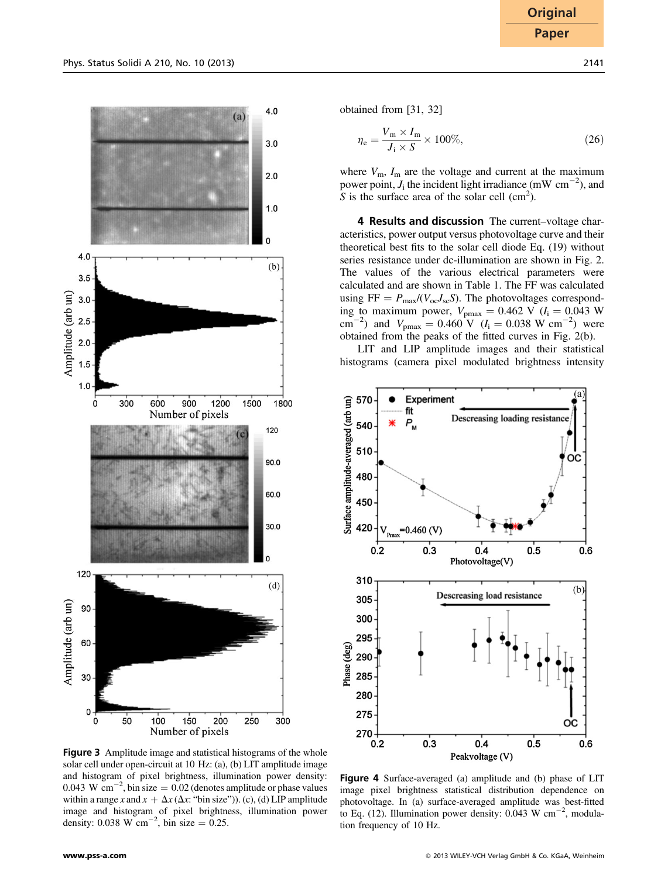obtained from [31, 32]

$$\eta_e = \frac{V_m \times I_m}{J_i \times S} \times 100\%, \tag{26}$$

where $V_m$, $I_m$ are the voltage and current at the maximum power point, $J_i$ the incident light irradiance (mW cm$^{-2}$), and $S$ is the surface area of the solar cell (cm$^2$).

**4 Results and discussion** The current–voltage characteristics, power output versus photovoltage curve and their theoretical best fits to the solar cell diode Eq. (19) without series resistance under dc-illumination are shown in Fig. 2. The values of the various electrical parameters were calculated and are shown in Table 1. The FF was calculated using FF = $P_{max}/(V_{oc}J_{sc}S)$. The photovoltages corresponding to maximum power, $V_{pmax}$ = 0.462 V ($I_i$ = 0.043 W cm$^{-2}$) and $V_{pmax}$ = 0.460 V ($I_i$ = 0.038 W cm$^{-2}$) were obtained from the peaks of the fitted curves in Fig. 2(b).

LIT and LIP amplitude images and their statistical histograms (camera pixel modulated brightness intensity

**Figure 3** Amplitude image and statistical histograms of the whole solar cell under open-circuit at 10 Hz: (a), (b) LIT amplitude image and histogram of pixel brightness, illumination power density: 0.043 W cm$^{-2}$, bin size = 0.02 (denotes amplitude or phase values within a range $x$ and $x + \Delta x$ ($\Delta x$: "bin size")). (c), (d) LIP amplitude image and histogram of pixel brightness, illumination power density: 0.038 W cm$^{-2}$, bin size = 0.25.

**Figure 4** Surface-averaged (a) amplitude and (b) phase of LIT image pixel brightness statistical distribution dependence on photovoltage. In (a) surface-averaged amplitude was best-fitted to Eq. (12). Illumination power density: 0.043 W cm$^{-2}$, modulation frequency of 10 Hz.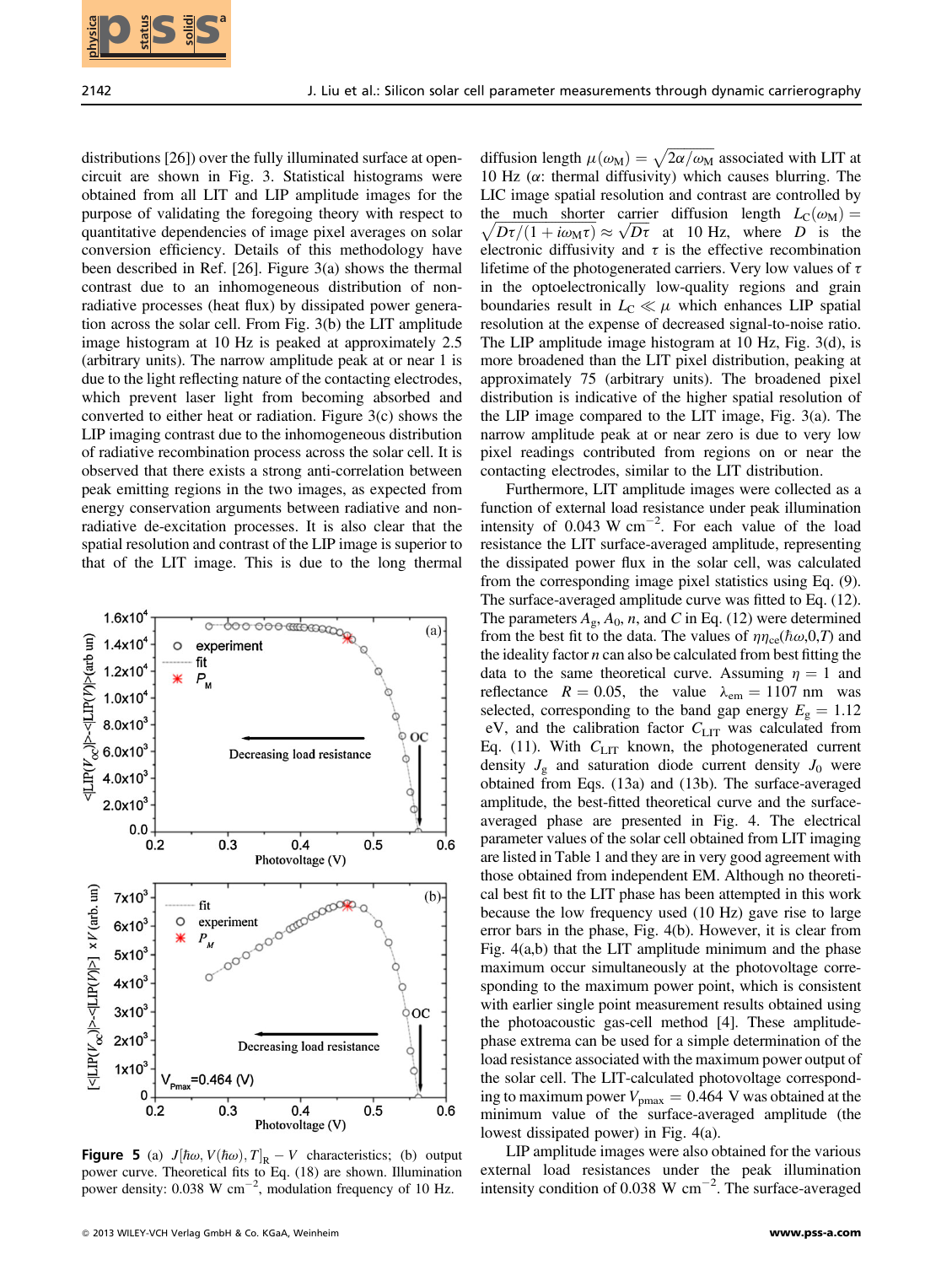distributions [26]) over the fully illuminated surface at open-circuit are shown in Fig. 3. Statistical histograms were obtained from all LIT and LIP amplitude images for the purpose of validating the foregoing theory with respect to quantitative dependencies of image pixel averages on solar conversion efficiency. Details of this methodology have been described in Ref. [26]. Figure 3(a) shows the thermal contrast due to an inhomogeneous distribution of non-radiative processes (heat flux) by dissipated power generation across the solar cell. From Fig. 3(b) the LIT amplitude image histogram at 10 Hz is peaked at approximately 2.5 (arbitrary units). The narrow amplitude peak at or near 1 is due to the light reflecting nature of the contacting electrodes, which prevent laser light from becoming absorbed and converted to either heat or radiation. Figure 3(c) shows the LIP imaging contrast due to the inhomogeneous distribution of radiative recombination process across the solar cell. It is observed that there exists a strong anti-correlation between peak emitting regions in the two images, as expected from energy conservation arguments between radiative and non-radiative de-excitation processes. It is also clear that the spatial resolution and contrast of the LIP image is superior to that of the LIT image. This is due to the long thermal diffusion length $\mu(\omega_M) = \sqrt{2\alpha/\omega_M}$ associated with LIT at 10 Hz ($\alpha$: thermal diffusivity) which causes blurring. The LIC image spatial resolution and contrast are controlled by the much shorter carrier diffusion length $L_C(\omega_M) = \sqrt{D\tau/(1 + i\omega_M\tau)} \approx \sqrt{D\tau}$ at 10 Hz, where $D$ is the electronic diffusivity and $\tau$ is the effective recombination lifetime of the photogenerated carriers. Very low values of $\tau$ in the optoelectronically low-quality regions and grain boundaries result in $L_C \ll \mu$ which enhances LIP spatial resolution at the expense of decreased signal-to-noise ratio. The LIP amplitude image histogram at 10 Hz, Fig. 3(d), is more broadened than the LIT pixel distribution, peaking at approximately 75 (arbitrary units). The broadened pixel distribution is indicative of the higher spatial resolution of the LIP image compared to the LIT image, Fig. 3(a). The narrow amplitude peak at or near zero is due to very low pixel readings contributed from regions on or near the contacting electrodes, similar to the LIT distribution.

Furthermore, LIT amplitude images were collected as a function of external load resistance under peak illumination intensity of 0.043 W cm$^{-2}$. For each value of the load resistance the LIT surface-averaged amplitude, representing the dissipated power flux in the solar cell, was calculated from the corresponding image pixel statistics using Eq. (9). The surface-averaged amplitude curve was fitted to Eq. (12). The parameters $A_g$, $A_0$, $n$, and $C$ in Eq. (12) were determined from the best fit to the data. The values of $\eta\eta_{ce}(\hbar\omega,0,T)$ and the ideality factor $n$ can also be calculated from best fitting the data to the same theoretical curve. Assuming $\eta = 1$ and reflectance $R = 0.05$, the value $\lambda_{em} = 1107$ nm was selected, corresponding to the band gap energy $E_g = 1.12$ eV, and the calibration factor $C_{LIT}$ was calculated from Eq. (11). With $C_{LIT}$ known, the photogenerated current density $J_g$ and saturation diode current density $J_0$ were obtained from Eqs. (13a) and (13b). The surface-averaged amplitude, the best-fitted theoretical curve and the surface-averaged phase are presented in Fig. 4. The electrical parameter values of the solar cell obtained from LIT imaging are listed in Table 1 and they are in very good agreement with those obtained from independent EM. Although no theoretical best fit to the LIT phase has been attempted in this work because the low frequency used (10 Hz) gave rise to large error bars in the phase, Fig. 4(b). However, it is clear from Fig. 4(a,b) that the LIT amplitude minimum and the phase maximum occur simultaneously at the photovoltage corresponding to the maximum power point, which is consistent with earlier single point measurement results obtained using the photoacoustic gas-cell method [4]. These amplitude-phase extrema can be used for a simple determination of the load resistance associated with the maximum power output of the solar cell. The LIT-calculated photovoltage corresponding to maximum power $V_{pmax} = 0.464$ V was obtained at the minimum value of the surface-averaged amplitude (the lowest dissipated power) in Fig. 4(a).

LIP amplitude images were also obtained for the various external load resistances under the peak illumination intensity condition of 0.038 W cm$^{-2}$. The surface-averaged

**Figure 5** (a) $J[\hbar\omega, V(\hbar\omega), T]_R - V$ characteristics; (b) output power curve. Theoretical fits to Eq. (18) are shown. Illumination power density: 0.038 W cm$^{-2}$, modulation frequency of 10 Hz.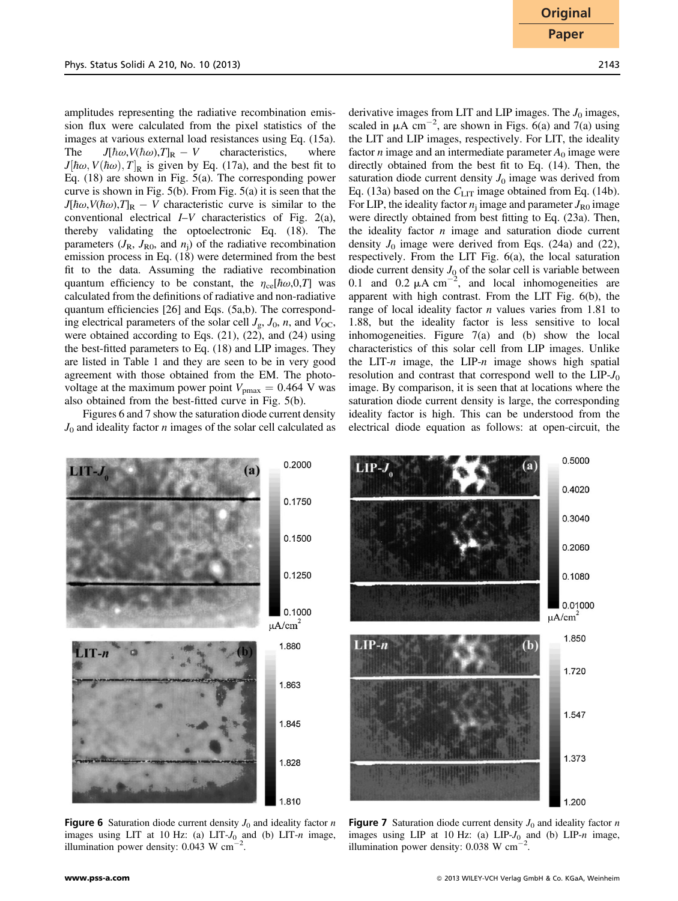amplitudes representing the radiative recombination emission flux were calculated from the pixel statistics of the images at various external load resistances using Eq. (15a). The $J[\hbar\omega,V(\hbar\omega),T]_R - V$ characteristics, where $J[\hbar\omega,V(\hbar\omega),T]_R$ is given by Eq. (17a), and the best fit to Eq. (18) are shown in Fig. 5(a). The corresponding power curve is shown in Fig. 5(b). From Fig. 5(a) it is seen that the $J[\hbar\omega,V(\hbar\omega),T]_R - V$ characteristic curve is similar to the conventional electrical $I$–$V$ characteristics of Fig. 2(a), thereby validating the optoelectronic Eq. (18). The parameters ($J_R$, $J_{R0}$, and $n_j$) of the radiative recombination emission process in Eq. (18) were determined from the best fit to the data. Assuming the radiative recombination quantum efficiency to be constant, the $\eta_{ce}[\hbar\omega,0,T]$ was calculated from the definitions of radiative and non-radiative quantum efficiencies [26] and Eqs. (5a,b). The corresponding electrical parameters of the solar cell $J_g$, $J_0$, $n$, and $V_{OC}$, were obtained according to Eqs. (21), (22), and (24) using the best-fitted parameters to Eq. (18) and LIP images. They are listed in Table 1 and they are seen to be in very good agreement with those obtained from the EM. The photovoltage at the maximum power point $V_{pmax} = 0.464$ V was also obtained from the best-fitted curve in Fig. 5(b).

Figures 6 and 7 show the saturation diode current density $J_0$ and ideality factor $n$ images of the solar cell calculated as derivative images from LIT and LIP images. The $J_0$ images, scaled in μA cm$^{-2}$, are shown in Figs. 6(a) and 7(a) using the LIT and LIP images, respectively. For LIT, the ideality factor $n$ image and an intermediate parameter $A_0$ image were directly obtained from the best fit to Eq. (14). Then, the saturation diode current density $J_0$ image was derived from Eq. (13a) based on the $C_{LIT}$ image obtained from Eq. (14b). For LIP, the ideality factor $n_j$ image and parameter $J_{R0}$ image were directly obtained from best fitting to Eq. (23a). Then, the ideality factor $n$ image and saturation diode current density $J_0$ image were derived from Eqs. (24a) and (22), respectively. From the LIT Fig. 6(a), the local saturation diode current density $J_0$ of the solar cell is variable between 0.1 and 0.2 μA cm$^{-2}$, and local inhomogeneities are apparent with high contrast. From the LIT Fig. 6(b), the range of local ideality factor $n$ values varies from 1.81 to 1.88, but the ideality factor is less sensitive to local inhomogeneities. Figure 7(a) and (b) show the local characteristics of this solar cell from LIP images. Unlike the LIT-$n$ image, the LIP-$n$ image shows high spatial resolution and contrast that correspond well to the LIP-$J_0$ image. By comparison, it is seen that at locations where the saturation diode current density is large, the corresponding ideality factor is high. This can be understood from the electrical diode equation as follows: at open-circuit, the

**Figure 6** Saturation diode current density $J_0$ and ideality factor $n$ images using LIT at 10 Hz: (a) LIT-$J_0$ and (b) LIT-$n$ image, illumination power density: 0.043 W cm$^{-2}$.

**Figure 7** Saturation diode current density $J_0$ and ideality factor $n$ images using LIP at 10 Hz: (a) LIP-$J_0$ and (b) LIP-$n$ image, illumination power density: 0.038 W cm$^{-2}$.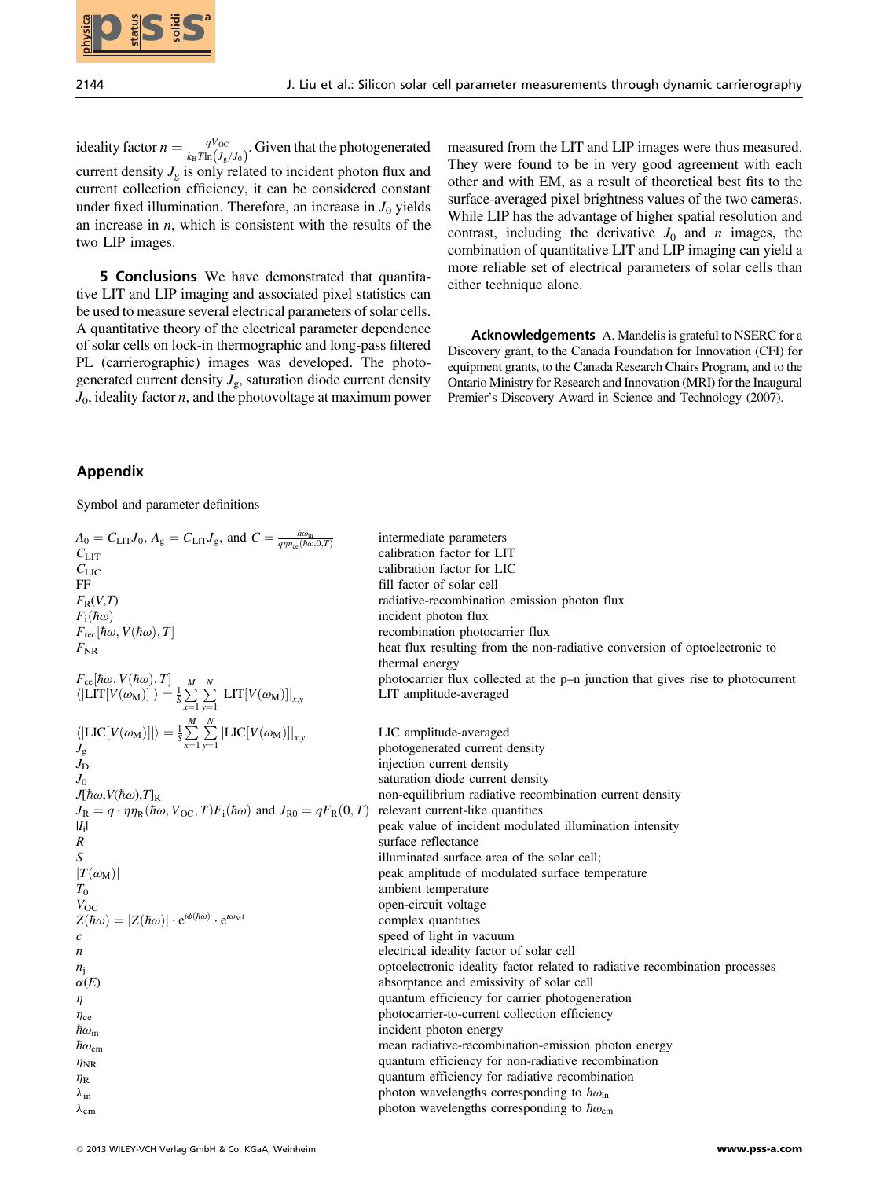ideality factor $n = \frac{qV_{OC}}{k_B T \ln(J_g/J_0)}$. Given that the photogenerated current density $J_g$ is only related to incident photon flux and current collection efficiency, it can be considered constant under fixed illumination. Therefore, an increase in $J_0$ yields an increase in $n$, which is consistent with the results of the two LIP images.

**5 Conclusions** We have demonstrated that quantitative LIT and LIP imaging and associated pixel statistics can be used to measure several electrical parameters of solar cells. A quantitative theory of the electrical parameter dependence of solar cells on lock-in thermographic and long-pass filtered PL (carrierographic) images was developed. The photogenerated current density $J_g$, saturation diode current density $J_0$, ideality factor $n$, and the photovoltage at maximum power measured from the LIT and LIP images were thus measured. They were found to be in very good agreement with each other and with EM, as a result of theoretical best fits to the surface-averaged pixel brightness values of the two cameras. While LIP has the advantage of higher spatial resolution and contrast, including the derivative $J_0$ and $n$ images, the combination of quantitative LIT and LIP imaging can yield a more reliable set of electrical parameters of solar cells than either technique alone.

**Acknowledgements** A. Mandelis is grateful to NSERC for a Discovery grant, to the Canada Foundation for Innovation (CFI) for equipment grants, to the Canada Research Chairs Program, and to the Ontario Ministry for Research and Innovation (MRI) for the Inaugural Premier's Discovery Award in Science and Technology (2007).

## Appendix

Symbol and parameter definitions

| Symbol | Definition |
|---|---|
| $A_0 = C_{LIT}J_0$, $A_g = C_{LIT}J_g$, and $C = \frac{\hbar\omega_{in}}{q\eta\eta_{ce}(\hbar\omega, 0, T)}$ | intermediate parameters |
| $C_{LIT}$ | calibration factor for LIT |
| $C_{LIC}$ | calibration factor for LIC |
| FF | fill factor of solar cell |
| $F_R(V,T)$ | radiative-recombination emission photon flux |
| $F_i(\hbar\omega)$ | incident photon flux |
| $F_{rec}[\hbar\omega, V(\hbar\omega), T]$ | recombination photocarrier flux |
| $F_{NR}$ | heat flux resulting from the non-radiative conversion of optoelectronic to thermal energy |
| $F_{ce}[\hbar\omega, V(\hbar\omega), T]$ | photocarrier flux collected at the p–n junction that gives rise to photocurrent |
| $\langle\lvert LIT[V(\omega_M)]\rvert\rangle = \frac{1}{S}\sum_{x=1}^{M}\sum_{y=1}^{N}\lvert LIT[V(\omega_M)]\rvert_{x,y}$ | LIT amplitude-averaged |
| $\langle\lvert LIC[V(\omega_M)]\rvert\rangle = \frac{1}{S}\sum_{x=1}^{M}\sum_{y=1}^{N}\lvert LIC[V(\omega_M)]\rvert_{x,y}$ | LIC amplitude-averaged |
| $J_g$ | photogenerated current density |
| $J_D$ | injection current density |
| $J_0$ | saturation diode current density |
| $J[\hbar\omega, V(\hbar\omega), T]_R$ | non-equilibrium radiative recombination current density |
| $J_R = q\cdot\eta\eta_R(\hbar\omega, V_{OC}, T)F_i(\hbar\omega)$ and $J_{R0} = qF_R(0,T)$ | relevant current-like quantities |
| $\lvert I_i\rvert$ | peak value of incident modulated illumination intensity |
| $R$ | surface reflectance |
| $S$ | illuminated surface area of the solar cell; |
| $\lvert T(\omega_M)\rvert$ | peak amplitude of modulated surface temperature |
| $T_0$ | ambient temperature |
| $V_{OC}$ | open-circuit voltage |
| $Z(\hbar\omega) = \lvert Z(\hbar\omega)\rvert\cdot e^{i\phi(\hbar\omega)}\cdot e^{i\omega_M t}$ | complex quantities |
| $c$ | speed of light in vacuum |
| $n$ | electrical ideality factor of solar cell |
| $n_j$ | optoelectronic ideality factor related to radiative recombination processes |
| $\alpha(E)$ | absorptance and emissivity of solar cell |
| $\eta$ | quantum efficiency for carrier photogeneration |
| $\eta_{ce}$ | photocarrier-to-current collection efficiency |
| $\hbar\omega_{in}$ | incident photon energy |
| $\hbar\omega_{em}$ | mean radiative-recombination-emission photon energy |
| $\eta_{NR}$ | quantum efficiency for non-radiative recombination |
| $\eta_R$ | quantum efficiency for radiative recombination |
| $\lambda_{in}$ | photon wavelengths corresponding to $\hbar\omega_{in}$ |
| $\lambda_{em}$ | photon wavelengths corresponding to $\hbar\omega_{em}$ |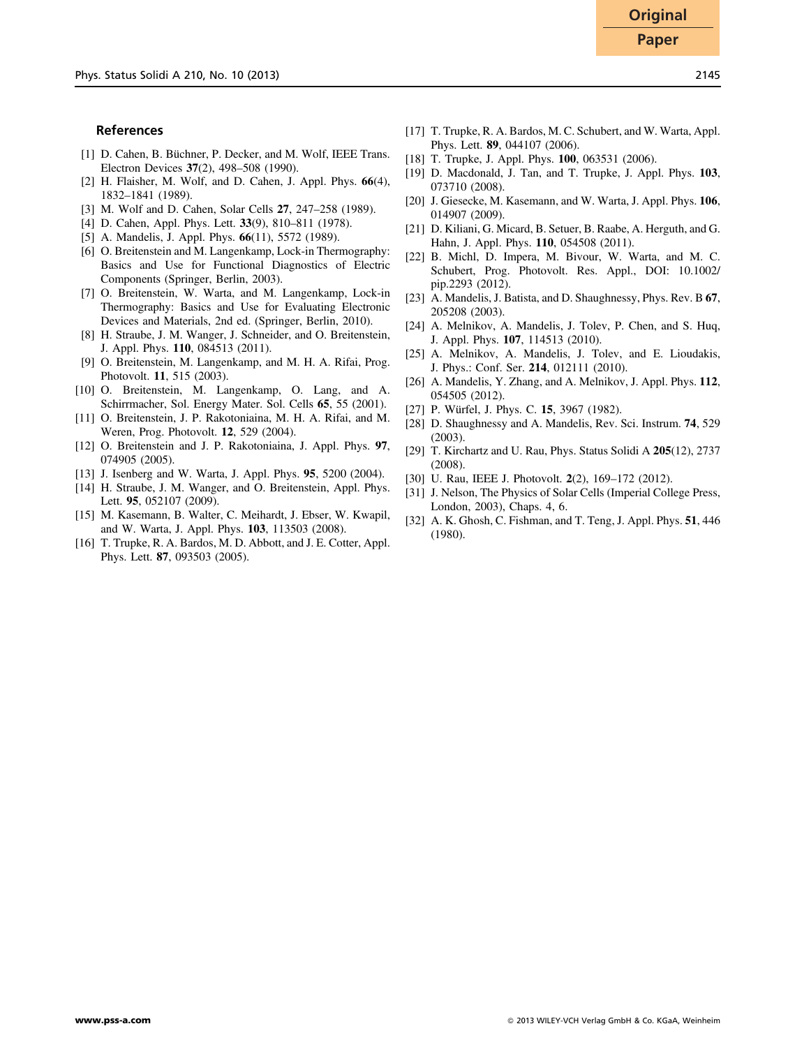## References

[1] D. Cahen, B. Büchner, P. Decker, and M. Wolf, IEEE Trans. Electron Devices **37**(2), 498–508 (1990).

[2] H. Flaisher, M. Wolf, and D. Cahen, J. Appl. Phys. **66**(4), 1832–1841 (1989).

[3] M. Wolf and D. Cahen, Solar Cells **27**, 247–258 (1989).

[4] D. Cahen, Appl. Phys. Lett. **33**(9), 810–811 (1978).

[5] A. Mandelis, J. Appl. Phys. **66**(11), 5572 (1989).

[6] O. Breitenstein and M. Langenkamp, Lock-in Thermography: Basics and Use for Functional Diagnostics of Electric Components (Springer, Berlin, 2003).

[7] O. Breitenstein, W. Warta, and M. Langenkamp, Lock-in Thermography: Basics and Use for Evaluating Electronic Devices and Materials, 2nd ed. (Springer, Berlin, 2010).

[8] H. Straube, J. M. Wagner, J. Schneider, and O. Breitenstein, J. Appl. Phys. **110**, 084513 (2011).

[9] O. Breitenstein, M. Langenkamp, and M. H. A. Rifai, Prog. Photovolt. **11**, 515 (2003).

[10] O. Breitenstein, M. Langenkamp, O. Lang, and A. Schirrmacher, Sol. Energy Mater. Sol. Cells **65**, 55 (2001).

[11] O. Breitenstein, J. P. Rakotoniaina, M. H. A. Rifai, and M. Weren, Prog. Photovolt. **12**, 529 (2004).

[12] O. Breitenstein and J. P. Rakotoniaina, J. Appl. Phys. **97**, 074905 (2005).

[13] J. Isenberg and W. Warta, J. Appl. Phys. **95**, 5200 (2004).

[14] H. Straube, J. M. Wagner, and O. Breitenstein, Appl. Phys. Lett. **95**, 052107 (2009).

[15] M. Kasemann, B. Walter, C. Meihardt, J. Ebser, W. Kwapil, and W. Warta, J. Appl. Phys. **103**, 113503 (2008).

[16] T. Trupke, R. A. Bardos, M. D. Abbott, and J. E. Cotter, Appl. Phys. Lett. **87**, 093503 (2005).

[17] T. Trupke, R. A. Bardos, M. C. Schubert, and W. Warta, Appl. Phys. Lett. **89**, 044107 (2006).

[18] T. Trupke, J. Appl. Phys. **100**, 063531 (2006).

[19] D. Macdonald, J. Tan, and T. Trupke, J. Appl. Phys. **103**, 073710 (2008).

[20] J. Giesecke, M. Kasemann, and W. Warta, J. Appl. Phys. **106**, 014907 (2009).

[21] D. Kiliani, G. Micard, B. Setuer, B. Raabe, A. Herguth, and G. Hahn, J. Appl. Phys. **110**, 054508 (2011).

[22] B. Michl, D. Impera, M. Bivour, W. Warta, and M. C. Schubert, Prog. Photovolt. Res. Appl., DOI: 10.1002/pip.2293 (2012).

[23] A. Mandelis, J. Batista, and D. Shaughnessy, Phys. Rev. B **67**, 205208 (2003).

[24] A. Melnikov, A. Mandelis, J. Tolev, P. Chen, and S. Huq, J. Appl. Phys. **107**, 114513 (2010).

[25] A. Melnikov, A. Mandelis, J. Tolev, and E. Lioudakis, J. Phys.: Conf. Ser. **214**, 012111 (2010).

[26] A. Mandelis, Y. Zhang, and A. Melnikov, J. Appl. Phys. **112**, 054505 (2012).

[27] P. Würfel, J. Phys. C. **15**, 3967 (1982).

[28] D. Shaughnessy and A. Mandelis, Rev. Sci. Instrum. **74**, 529 (2003).

[29] T. Kirchartz and U. Rau, Phys. Status Solidi A **205**(12), 2737 (2008).

[30] U. Rau, IEEE J. Photovolt. **2**(2), 169–172 (2012).

[31] J. Nelson, The Physics of Solar Cells (Imperial College Press, London, 2003), Chaps. 4, 6.

[32] A. K. Ghosh, C. Fishman, and T. Teng, J. Appl. Phys. **51**, 446 (1980).